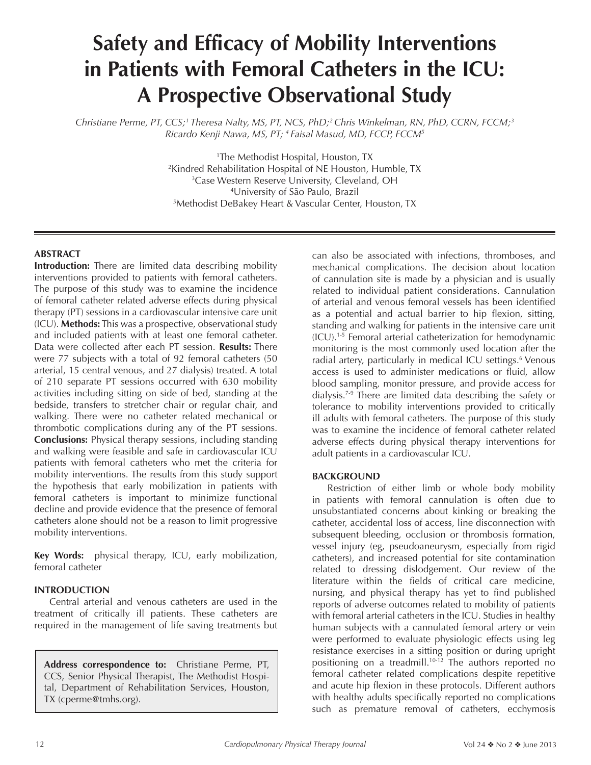# Safety and Efficacy of Mobility Interventions in Patients with Femoral Catheters in the ICU: A Prospective Observational Study

*Christiane Perme, PT, CCS;[1] Theresa Nalty, MS, PT, NCS, PhD;[2] Chris Winkelman, RN, PhD, CCRN, FCCM;[3] Ricardo Kenji Nawa, MS, PT; [4] Faisal Masud, MD, FCCP, FCCM[5]*

[1]The Methodist Hospital, Houston, TX
[2]Kindred Rehabilitation Hospital of NE Houston, Humble, TX
[3]Case Western Reserve University, Cleveland, OH
[4]University of São Paulo, Brazil
[5]Methodist DeBakey Heart & Vascular Center, Houston, TX

## ABSTRACT

**Introduction:** There are limited data describing mobility interventions provided to patients with femoral catheters. The purpose of this study was to examine the incidence of femoral catheter related adverse effects during physical therapy (PT) sessions in a cardiovascular intensive care unit (ICU). **Methods:** This was a prospective, observational study and included patients with at least one femoral catheter. Data were collected after each PT session. **Results:** There were 77 subjects with a total of 92 femoral catheters (50 arterial, 15 central venous, and 27 dialysis) treated. A total of 210 separate PT sessions occurred with 630 mobility activities including sitting on side of bed, standing at the bedside, transfers to stretcher chair or regular chair, and walking. There were no catheter related mechanical or thrombotic complications during any of the PT sessions. **Conclusions:** Physical therapy sessions, including standing and walking were feasible and safe in cardiovascular ICU patients with femoral catheters who met the criteria for mobility interventions. The results from this study support the hypothesis that early mobilization in patients with femoral catheters is important to minimize functional decline and provide evidence that the presence of femoral catheters alone should not be a reason to limit progressive mobility interventions.

**Key Words:** physical therapy, ICU, early mobilization, femoral catheter

## INTRODUCTION

Central arterial and venous catheters are used in the treatment of critically ill patients. These catheters are required in the management of life saving treatments but can also be associated with infections, thromboses, and mechanical complications. The decision about location of cannulation site is made by a physician and is usually related to individual patient considerations. Cannulation of arterial and venous femoral vessels has been identified as a potential and actual barrier to hip flexion, sitting, standing and walking for patients in the intensive care unit (ICU).[1-5] Femoral arterial catheterization for hemodynamic monitoring is the most commonly used location after the radial artery, particularly in medical ICU settings.[6] Venous access is used to administer medications or fluid, allow blood sampling, monitor pressure, and provide access for dialysis.[7-9] There are limited data describing the safety or tolerance to mobility interventions provided to critically ill adults with femoral catheters. The purpose of this study was to examine the incidence of femoral catheter related adverse effects during physical therapy interventions for adult patients in a cardiovascular ICU.

**Address correspondence to:** Christiane Perme, PT, CCS, Senior Physical Therapist, The Methodist Hospital, Department of Rehabilitation Services, Houston, TX (cperme@tmhs.org).

## BACKGROUND

Restriction of either limb or whole body mobility in patients with femoral cannulation is often due to unsubstantiated concerns about kinking or breaking the catheter, accidental loss of access, line disconnection with subsequent bleeding, occlusion or thrombosis formation, vessel injury (eg, pseudoaneurysm, especially from rigid catheters), and increased potential for site contamination related to dressing dislodgement. Our review of the literature within the fields of critical care medicine, nursing, and physical therapy has yet to find published reports of adverse outcomes related to mobility of patients with femoral arterial catheters in the ICU. Studies in healthy human subjects with a cannulated femoral artery or vein were performed to evaluate physiologic effects using leg resistance exercises in a sitting position or during upright positioning on a treadmill.[10-12] The authors reported no femoral catheter related complications despite repetitive and acute hip flexion in these protocols. Different authors with healthy adults specifically reported no complications such as premature removal of catheters, ecchymosis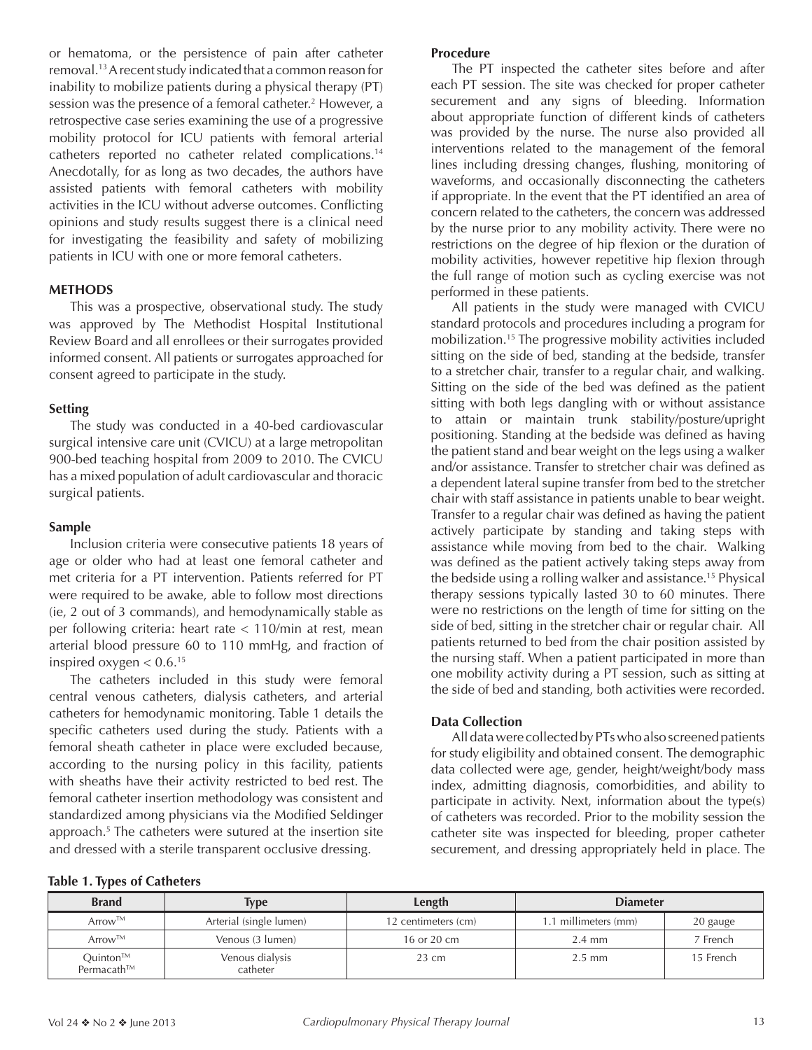or hematoma, or the persistence of pain after catheter removal.[13] A recent study indicated that a common reason for inability to mobilize patients during a physical therapy (PT) session was the presence of a femoral catheter.[2] However, a retrospective case series examining the use of a progressive mobility protocol for ICU patients with femoral arterial catheters reported no catheter related complications.[14] Anecdotally, for as long as two decades, the authors have assisted patients with femoral catheters with mobility activities in the ICU without adverse outcomes. Conflicting opinions and study results suggest there is a clinical need for investigating the feasibility and safety of mobilizing patients in ICU with one or more femoral catheters.

## METHODS

This was a prospective, observational study. The study was approved by The Methodist Hospital Institutional Review Board and all enrollees or their surrogates provided informed consent. All patients or surrogates approached for consent agreed to participate in the study.

### Setting

The study was conducted in a 40-bed cardiovascular surgical intensive care unit (CVICU) at a large metropolitan 900-bed teaching hospital from 2009 to 2010. The CVICU has a mixed population of adult cardiovascular and thoracic surgical patients.

### Sample

Inclusion criteria were consecutive patients 18 years of age or older who had at least one femoral catheter and met criteria for a PT intervention. Patients referred for PT were required to be awake, able to follow most directions (ie, 2 out of 3 commands), and hemodynamically stable as per following criteria: heart rate < 110/min at rest, mean arterial blood pressure 60 to 110 mmHg, and fraction of inspired oxygen < 0.6.[15]

The catheters included in this study were femoral central venous catheters, dialysis catheters, and arterial catheters for hemodynamic monitoring. Table 1 details the specific catheters used during the study. Patients with a femoral sheath catheter in place were excluded because, according to the nursing policy in this facility, patients with sheaths have their activity restricted to bed rest. The femoral catheter insertion methodology was consistent and standardized among physicians via the Modified Seldinger approach.[5] The catheters were sutured at the insertion site and dressed with a sterile transparent occlusive dressing.

### Procedure

The PT inspected the catheter sites before and after each PT session. The site was checked for proper catheter securement and any signs of bleeding. Information about appropriate function of different kinds of catheters was provided by the nurse. The nurse also provided all interventions related to the management of the femoral lines including dressing changes, flushing, monitoring of waveforms, and occasionally disconnecting the catheters if appropriate. In the event that the PT identified an area of concern related to the catheters, the concern was addressed by the nurse prior to any mobility activity. There were no restrictions on the degree of hip flexion or the duration of mobility activities, however repetitive hip flexion through the full range of motion such as cycling exercise was not performed in these patients.

All patients in the study were managed with CVICU standard protocols and procedures including a program for mobilization.[15] The progressive mobility activities included sitting on the side of bed, standing at the bedside, transfer to a stretcher chair, transfer to a regular chair, and walking. Sitting on the side of the bed was defined as the patient sitting with both legs dangling with or without assistance to attain or maintain trunk stability/posture/upright positioning. Standing at the bedside was defined as having the patient stand and bear weight on the legs using a walker and/or assistance. Transfer to stretcher chair was defined as a dependent lateral supine transfer from bed to the stretcher chair with staff assistance in patients unable to bear weight. Transfer to a regular chair was defined as having the patient actively participate by standing and taking steps with assistance while moving from bed to the chair. Walking was defined as the patient actively taking steps away from the bedside using a rolling walker and assistance.[15] Physical therapy sessions typically lasted 30 to 60 minutes. There were no restrictions on the length of time for sitting on the side of bed, sitting in the stretcher chair or regular chair. All patients returned to bed from the chair position assisted by the nursing staff. When a patient participated in more than one mobility activity during a PT session, such as sitting at the side of bed and standing, both activities were recorded.

### Data Collection

All data were collected by PTs who also screened patients for study eligibility and obtained consent. The demographic data collected were age, gender, height/weight/body mass index, admitting diagnosis, comorbidities, and ability to participate in activity. Next, information about the type(s) of catheters was recorded. Prior to the mobility session the catheter site was inspected for bleeding, proper catheter securement, and dressing appropriately held in place. The

**Table 1. Types of Catheters**

| Brand | Type | Length | Diameter | |
|---|---|---|---|---|
| Arrow™ | Arterial (single lumen) | 12 centimeters (cm) | 1.1 millimeters (mm) | 20 gauge |
| Arrow™ | Venous (3 lumen) | 16 or 20 cm | 2.4 mm | 7 French |
| Quinton™ Permacath™ | Venous dialysis catheter | 23 cm | 2.5 mm | 15 French |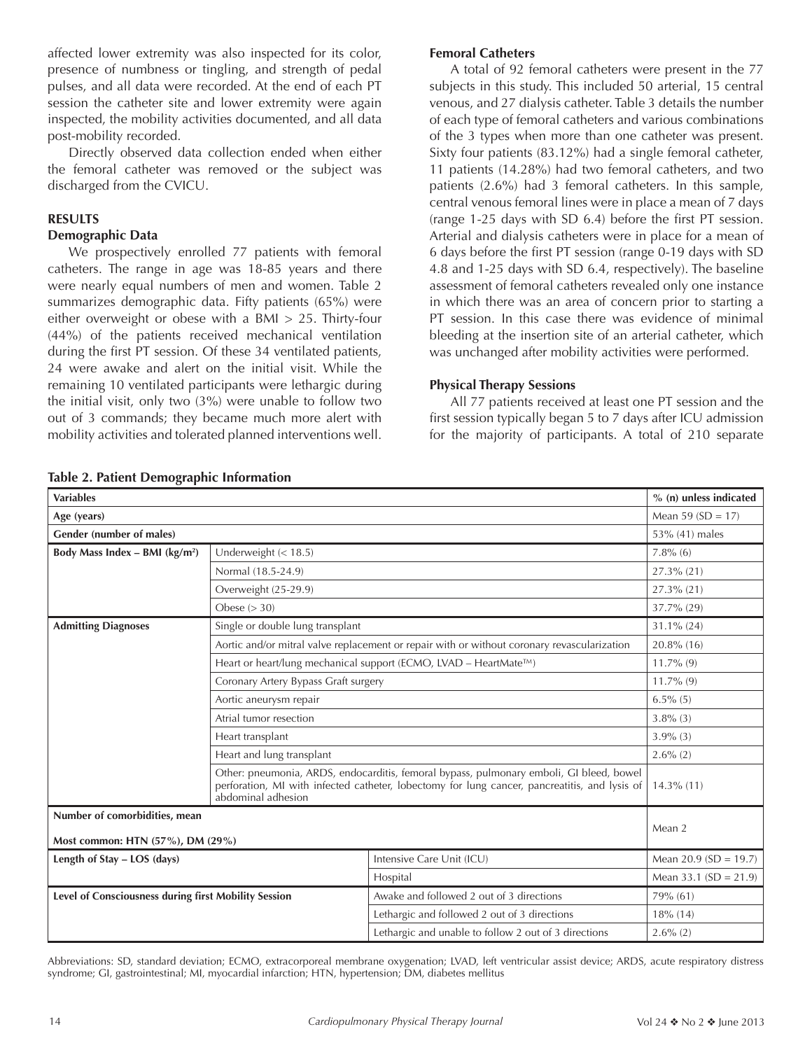affected lower extremity was also inspected for its color, presence of numbness or tingling, and strength of pedal pulses, and all data were recorded. At the end of each PT session the catheter site and lower extremity were again inspected, the mobility activities documented, and all data post-mobility recorded.

Directly observed data collection ended when either the femoral catheter was removed or the subject was discharged from the CVICU.

## RESULTS

### Demographic Data

We prospectively enrolled 77 patients with femoral catheters. The range in age was 18-85 years and there were nearly equal numbers of men and women. Table 2 summarizes demographic data. Fifty patients (65%) were either overweight or obese with a BMI > 25. Thirty-four (44%) of the patients received mechanical ventilation during the first PT session. Of these 34 ventilated patients, 24 were awake and alert on the initial visit. While the remaining 10 ventilated participants were lethargic during the initial visit, only two (3%) were unable to follow two out of 3 commands; they became much more alert with mobility activities and tolerated planned interventions well.

### Femoral Catheters

A total of 92 femoral catheters were present in the 77 subjects in this study. This included 50 arterial, 15 central venous, and 27 dialysis catheter. Table 3 details the number of each type of femoral catheters and various combinations of the 3 types when more than one catheter was present. Sixty four patients (83.12%) had a single femoral catheter, 11 patients (14.28%) had two femoral catheters, and two patients (2.6%) had 3 femoral catheters. In this sample, central venous femoral lines were in place a mean of 7 days (range 1-25 days with SD 6.4) before the first PT session. Arterial and dialysis catheters were in place for a mean of 6 days before the first PT session (range 0-19 days with SD 4.8 and 1-25 days with SD 6.4, respectively). The baseline assessment of femoral catheters revealed only one instance in which there was an area of concern prior to starting a PT session. In this case there was evidence of minimal bleeding at the insertion site of an arterial catheter, which was unchanged after mobility activities were performed.

### Physical Therapy Sessions

All 77 patients received at least one PT session and the first session typically began 5 to 7 days after ICU admission for the majority of participants. A total of 210 separate

**Table 2. Patient Demographic Information**

| Variables | | % (n) unless indicated |
|---|---|---|
| **Age (years)** | | Mean 59 (SD = 17) |
| **Gender (number of males)** | | 53% (41) males |
| **Body Mass Index – BMI (kg/m²)** | Underweight (< 18.5) | 7.8% (6) |
| | Normal (18.5-24.9) | 27.3% (21) |
| | Overweight (25-29.9) | 27.3% (21) |
| | Obese (> 30) | 37.7% (29) |
| **Admitting Diagnoses** | Single or double lung transplant | 31.1% (24) |
| | Aortic and/or mitral valve replacement or repair with or without coronary revascularization | 20.8% (16) |
| | Heart or heart/lung mechanical support (ECMO, LVAD – HeartMate™) | 11.7% (9) |
| | Coronary Artery Bypass Graft surgery | 11.7% (9) |
| | Aortic aneurysm repair | 6.5% (5) |
| | Atrial tumor resection | 3.8% (3) |
| | Heart transplant | 3.9% (3) |
| | Heart and lung transplant | 2.6% (2) |
| | Other: pneumonia, ARDS, endocarditis, femoral bypass, pulmonary emboli, GI bleed, bowel perforation, MI with infected catheter, lobectomy for lung cancer, pancreatitis, and lysis of abdominal adhesion | 14.3% (11) |
| **Number of comorbidities, mean**<br>**Most common: HTN (57%), DM (29%)** | | Mean 2 |
| **Length of Stay – LOS (days)** | Intensive Care Unit (ICU) | Mean 20.9 (SD = 19.7) |
| | Hospital | Mean 33.1 (SD = 21.9) |
| **Level of Consciousness during first Mobility Session** | Awake and followed 2 out of 3 directions | 79% (61) |
| | Lethargic and followed 2 out of 3 directions | 18% (14) |
| | Lethargic and unable to follow 2 out of 3 directions | 2.6% (2) |

Abbreviations: SD, standard deviation; ECMO, extracorporeal membrane oxygenation; LVAD, left ventricular assist device; ARDS, acute respiratory distress syndrome; GI, gastrointestinal; MI, myocardial infarction; HTN, hypertension; DM, diabetes mellitus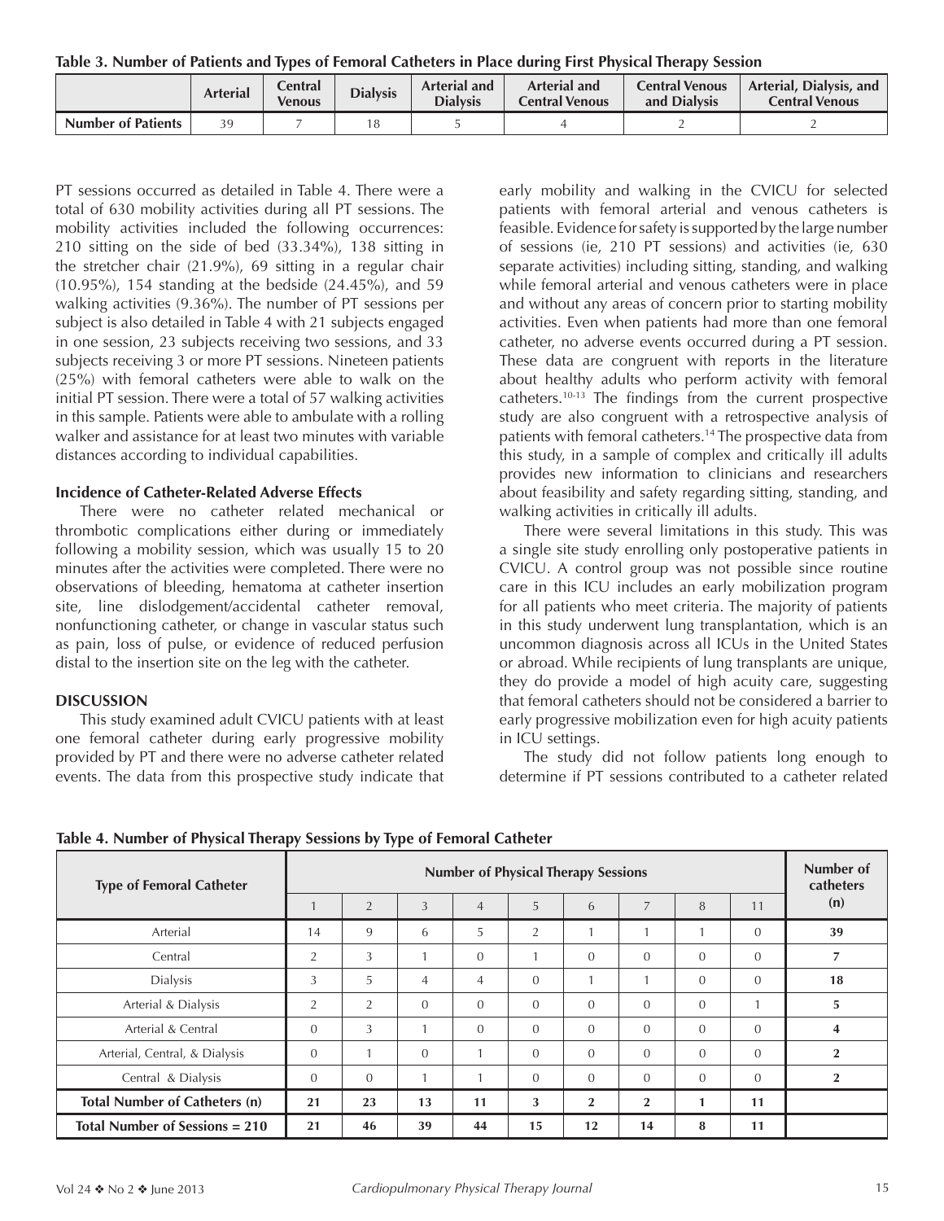**Table 3. Number of Patients and Types of Femoral Catheters in Place during First Physical Therapy Session**

| | Arterial | Central Venous | Dialysis | Arterial and Dialysis | Arterial and Central Venous | Central Venous and Dialysis | Arterial, Dialysis, and Central Venous |
|---|---|---|---|---|---|---|---|
| Number of Patients | 39 | 7 | 18 | 5 | 4 | 2 | 2 |

PT sessions occurred as detailed in Table 4. There were a total of 630 mobility activities during all PT sessions. The mobility activities included the following occurrences: 210 sitting on the side of bed (33.34%), 138 sitting in the stretcher chair (21.9%), 69 sitting in a regular chair (10.95%), 154 standing at the bedside (24.45%), and 59 walking activities (9.36%). The number of PT sessions per subject is also detailed in Table 4 with 21 subjects engaged in one session, 23 subjects receiving two sessions, and 33 subjects receiving 3 or more PT sessions. Nineteen patients (25%) with femoral catheters were able to walk on the initial PT session. There were a total of 57 walking activities in this sample. Patients were able to ambulate with a rolling walker and assistance for at least two minutes with variable distances according to individual capabilities.

#### Incidence of Catheter-Related Adverse Effects

There were no catheter related mechanical or thrombotic complications either during or immediately following a mobility session, which was usually 15 to 20 minutes after the activities were completed. There were no observations of bleeding, hematoma at catheter insertion site, line dislodgement/accidental catheter removal, nonfunctioning catheter, or change in vascular status such as pain, loss of pulse, or evidence of reduced perfusion distal to the insertion site on the leg with the catheter.

### DISCUSSION

This study examined adult CVICU patients with at least one femoral catheter during early progressive mobility provided by PT and there were no adverse catheter related events. The data from this prospective study indicate that early mobility and walking in the CVICU for selected patients with femoral arterial and venous catheters is feasible. Evidence for safety is supported by the large number of sessions (ie, 210 PT sessions) and activities (ie, 630 separate activities) including sitting, standing, and walking while femoral arterial and venous catheters were in place and without any areas of concern prior to starting mobility activities. Even when patients had more than one femoral catheter, no adverse events occurred during a PT session. These data are congruent with reports in the literature about healthy adults who perform activity with femoral catheters.[10-13] The findings from the current prospective study are also congruent with a retrospective analysis of patients with femoral catheters.[14] The prospective data from this study, in a sample of complex and critically ill adults provides new information to clinicians and researchers about feasibility and safety regarding sitting, standing, and walking activities in critically ill adults.

There were several limitations in this study. This was a single site study enrolling only postoperative patients in CVICU. A control group was not possible since routine care in this ICU includes an early mobilization program for all patients who meet criteria. The majority of patients in this study underwent lung transplantation, which is an uncommon diagnosis across all ICUs in the United States or abroad. While recipients of lung transplants are unique, they do provide a model of high acuity care, suggesting that femoral catheters should not be considered a barrier to early progressive mobilization even for high acuity patients in ICU settings.

The study did not follow patients long enough to determine if PT sessions contributed to a catheter related

**Table 4. Number of Physical Therapy Sessions by Type of Femoral Catheter**

| Type of Femoral Catheter | Number of Physical Therapy Sessions | | | | | | | | | Number of catheters (n) |
|---|---|---|---|---|---|---|---|---|---|---|
| | 1 | 2 | 3 | 4 | 5 | 6 | 7 | 8 | 11 | |
| Arterial | 14 | 9 | 6 | 5 | 2 | 1 | 1 | 1 | 0 | **39** |
| Central | 2 | 3 | 1 | 0 | 1 | 0 | 0 | 0 | 0 | **7** |
| Dialysis | 3 | 5 | 4 | 4 | 0 | 1 | 1 | 0 | 0 | **18** |
| Arterial & Dialysis | 2 | 2 | 0 | 0 | 0 | 0 | 0 | 0 | 1 | **5** |
| Arterial & Central | 0 | 3 | 1 | 0 | 0 | 0 | 0 | 0 | 0 | **4** |
| Arterial, Central, & Dialysis | 0 | 1 | 0 | 1 | 0 | 0 | 0 | 0 | 0 | **2** |
| Central & Dialysis | 0 | 0 | 1 | 1 | 0 | 0 | 0 | 0 | 0 | **2** |
| **Total Number of Catheters (n)** | **21** | **23** | **13** | **11** | **3** | **2** | **2** | **1** | **11** | |
| **Total Number of Sessions = 210** | **21** | **46** | **39** | **44** | **15** | **12** | **14** | **8** | **11** | |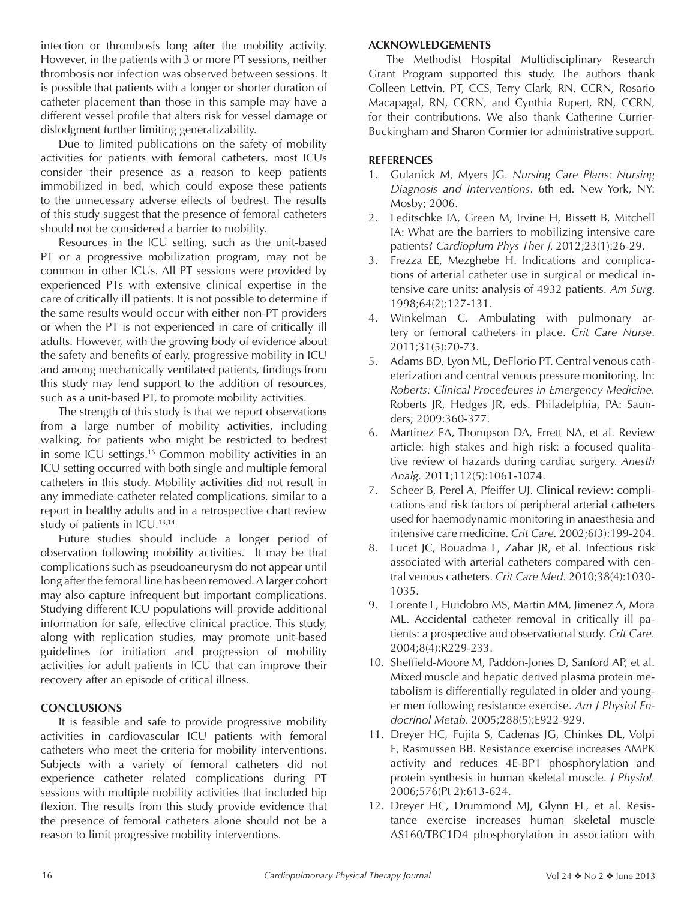infection or thrombosis long after the mobility activity. However, in the patients with 3 or more PT sessions, neither thrombosis nor infection was observed between sessions. It is possible that patients with a longer or shorter duration of catheter placement than those in this sample may have a different vessel profile that alters risk for vessel damage or dislodgment further limiting generalizability.

Due to limited publications on the safety of mobility activities for patients with femoral catheters, most ICUs consider their presence as a reason to keep patients immobilized in bed, which could expose these patients to the unnecessary adverse effects of bedrest. The results of this study suggest that the presence of femoral catheters should not be considered a barrier to mobility.

Resources in the ICU setting, such as the unit-based PT or a progressive mobilization program, may not be common in other ICUs. All PT sessions were provided by experienced PTs with extensive clinical expertise in the care of critically ill patients. It is not possible to determine if the same results would occur with either non-PT providers or when the PT is not experienced in care of critically ill adults. However, with the growing body of evidence about the safety and benefits of early, progressive mobility in ICU and among mechanically ventilated patients, findings from this study may lend support to the addition of resources, such as a unit-based PT, to promote mobility activities.

The strength of this study is that we report observations from a large number of mobility activities, including walking, for patients who might be restricted to bedrest in some ICU settings.[16] Common mobility activities in an ICU setting occurred with both single and multiple femoral catheters in this study. Mobility activities did not result in any immediate catheter related complications, similar to a report in healthy adults and in a retrospective chart review study of patients in ICU.[13,14]

Future studies should include a longer period of observation following mobility activities. It may be that complications such as pseudoaneurysm do not appear until long after the femoral line has been removed. A larger cohort may also capture infrequent but important complications. Studying different ICU populations will provide additional information for safe, effective clinical practice. This study, along with replication studies, may promote unit-based guidelines for initiation and progression of mobility activities for adult patients in ICU that can improve their recovery after an episode of critical illness.

## CONCLUSIONS

It is feasible and safe to provide progressive mobility activities in cardiovascular ICU patients with femoral catheters who meet the criteria for mobility interventions. Subjects with a variety of femoral catheters did not experience catheter related complications during PT sessions with multiple mobility activities that included hip flexion. The results from this study provide evidence that the presence of femoral catheters alone should not be a reason to limit progressive mobility interventions.

## ACKNOWLEDGEMENTS

The Methodist Hospital Multidisciplinary Research Grant Program supported this study. The authors thank Colleen Lettvin, PT, CCS, Terry Clark, RN, CCRN, Rosario Macapagal, RN, CCRN, and Cynthia Rupert, RN, CCRN, for their contributions. We also thank Catherine Currier-Buckingham and Sharon Cormier for administrative support.

## REFERENCES

1. Gulanick M, Myers JG. *Nursing Care Plans: Nursing Diagnosis and Interventions*. 6th ed. New York, NY: Mosby; 2006.
2. Leditschke IA, Green M, Irvine H, Bissett B, Mitchell IA: What are the barriers to mobilizing intensive care patients? *Cardioplum Phys Ther J.* 2012;23(1):26-29.
3. Frezza EE, Mezghebe H. Indications and complications of arterial catheter use in surgical or medical intensive care units: analysis of 4932 patients. *Am Surg.* 1998;64(2):127-131.
4. Winkelman C. Ambulating with pulmonary artery or femoral catheters in place. *Crit Care Nurse*. 2011;31(5):70-73.
5. Adams BD, Lyon ML, DeFlorio PT. Central venous catheterization and central venous pressure monitoring. In: *Roberts: Clinical Procedeures in Emergency Medicine.* Roberts JR, Hedges JR, eds. Philadelphia, PA: Saunders; 2009:360-377.
6. Martinez EA, Thompson DA, Errett NA, et al. Review article: high stakes and high risk: a focused qualitative review of hazards during cardiac surgery. *Anesth Analg.* 2011;112(5):1061-1074.
7. Scheer B, Perel A, Pfeiffer UJ. Clinical review: complications and risk factors of peripheral arterial catheters used for haemodynamic monitoring in anaesthesia and intensive care medicine. *Crit Care.* 2002;6(3):199-204.
8. Lucet JC, Bouadma L, Zahar JR, et al. Infectious risk associated with arterial catheters compared with central venous catheters. *Crit Care Med.* 2010;38(4):1030-1035.
9. Lorente L, Huidobro MS, Martin MM, Jimenez A, Mora ML. Accidental catheter removal in critically ill patients: a prospective and observational study. *Crit Care.* 2004;8(4):R229-233.
10. Sheffield-Moore M, Paddon-Jones D, Sanford AP, et al. Mixed muscle and hepatic derived plasma protein metabolism is differentially regulated in older and younger men following resistance exercise. *Am J Physiol Endocrinol Metab.* 2005;288(5):E922-929.
11. Dreyer HC, Fujita S, Cadenas JG, Chinkes DL, Volpi E, Rasmussen BB. Resistance exercise increases AMPK activity and reduces 4E-BP1 phosphorylation and protein synthesis in human skeletal muscle. *J Physiol.* 2006;576(Pt 2):613-624.
12. Dreyer HC, Drummond MJ, Glynn EL, et al. Resistance exercise increases human skeletal muscle AS160/TBC1D4 phosphorylation in association with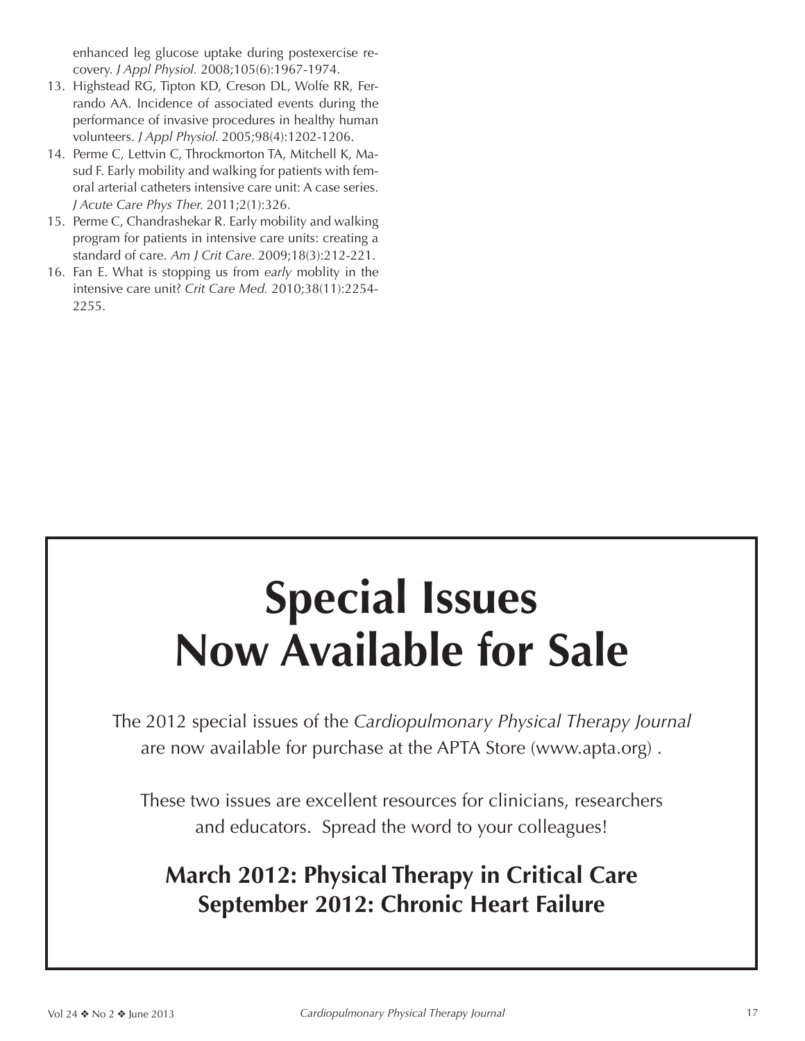enhanced leg glucose uptake during postexercise recovery. *J Appl Physiol.* 2008;105(6):1967-1974.

13. Highstead RG, Tipton KD, Creson DL, Wolfe RR, Ferrando AA. Incidence of associated events during the performance of invasive procedures in healthy human volunteers. *J Appl Physiol.* 2005;98(4):1202-1206.
14. Perme C, Lettvin C, Throckmorton TA, Mitchell K, Masud F. Early mobility and walking for patients with femoral arterial catheters intensive care unit: A case series. *J Acute Care Phys Ther.* 2011;2(1):326.
15. Perme C, Chandrashekar R. Early mobility and walking program for patients in intensive care units: creating a standard of care. *Am J Crit Care.* 2009;18(3):212-221.
16. Fan E. What is stopping us from *early* moblity in the intensive care unit? *Crit Care Med.* 2010;38(11):2254-2255.

# Special Issues Now Available for Sale

The 2012 special issues of the *Cardiopulmonary Physical Therapy Journal* are now available for purchase at the APTA Store (www.apta.org) .

These two issues are excellent resources for clinicians, researchers and educators. Spread the word to your colleagues!

**March 2012: Physical Therapy in Critical Care**
**September 2012: Chronic Heart Failure**